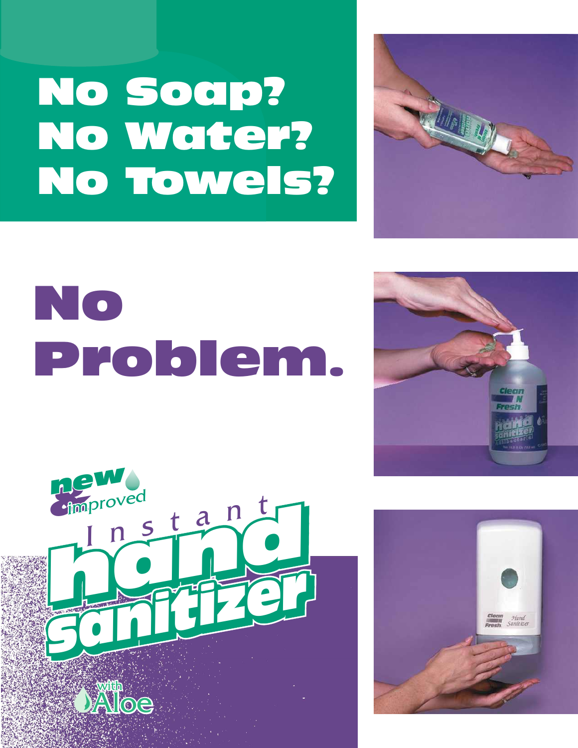# No Soap?
# No Water?
# No Towels?

# No Problem.

new & improved

Instant **hand sanitizer**

with Aloe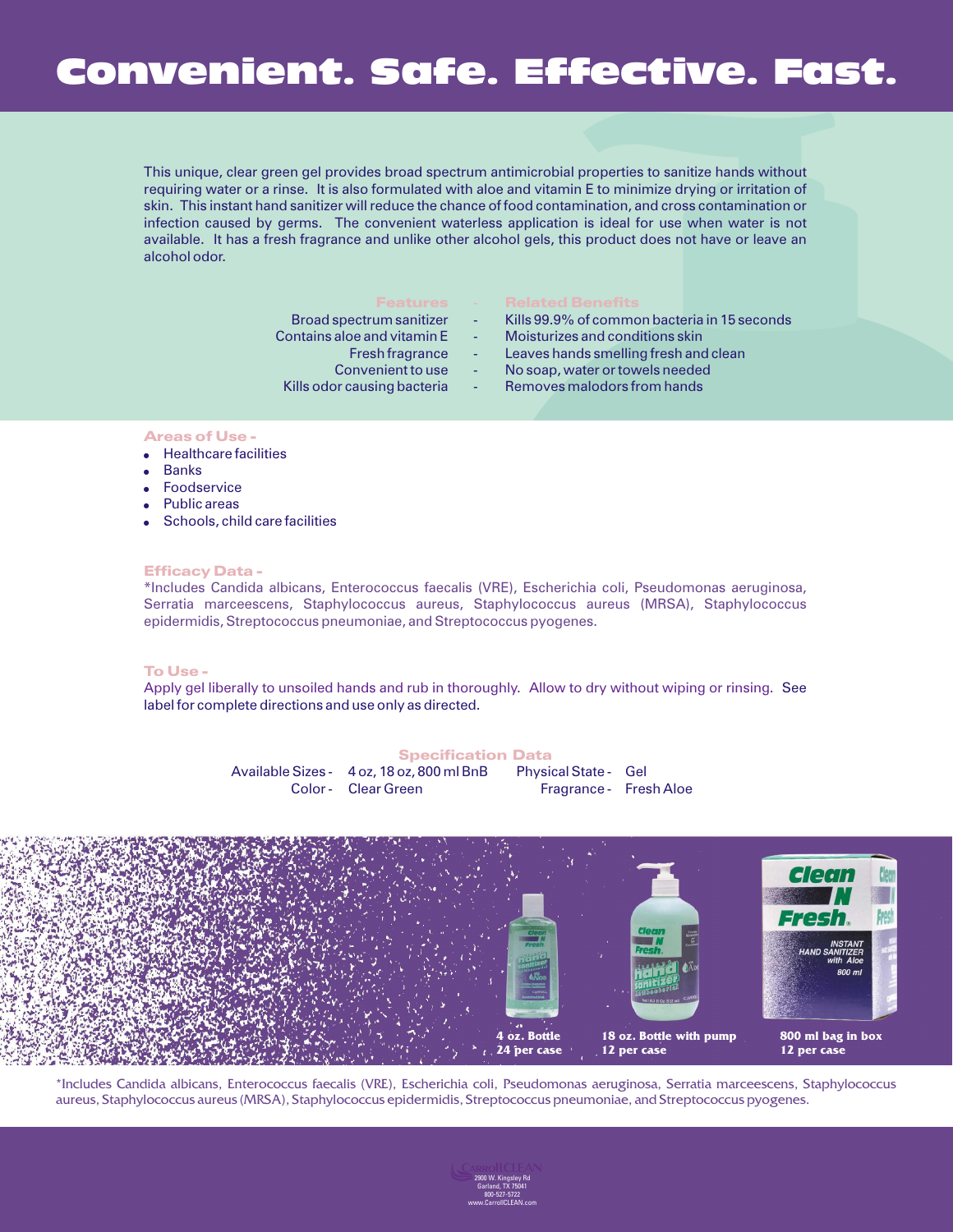# Convenient. Safe. Effective. Fast.

This unique, clear green gel provides broad spectrum antimicrobial properties to sanitize hands without requiring water or a rinse. It is also formulated with aloe and vitamin E to minimize drying or irritation of skin. This instant hand sanitizer will reduce the chance of food contamination, and cross contamination or infection caused by germs. The convenient waterless application is ideal for use when water is not available. It has a fresh fragrance and unlike other alcohol gels, this product does not have or leave an alcohol odor.

| Features | - | Related Benefits |
|---|---|---|
| Broad spectrum sanitizer | - | Kills 99.9% of common bacteria in 15 seconds |
| Contains aloe and vitamin E | - | Moisturizes and conditions skin |
| Fresh fragrance | - | Leaves hands smelling fresh and clean |
| Convenient to use | - | No soap, water or towels needed |
| Kills odor causing bacteria | - | Removes malodors from hands |

### Areas of Use -

- Healthcare facilities
- Banks
- Foodservice
- Public areas
- Schools, child care facilities

### Efficacy Data -

*Includes Candida albicans, Enterococcus faecalis (VRE), Escherichia coli, Pseudomonas aeruginosa, Serratia marceescens, Staphylococcus aureus, Staphylococcus aureus (MRSA), Staphylococcus epidermidis, Streptococcus pneumoniae, and Streptococcus pyogenes.

### To Use -

Apply gel liberally to unsoiled hands and rub in thoroughly. Allow to dry without wiping or rinsing. See label for complete directions and use only as directed.

### Specification Data

| | | | |
|---|---|---|---|
| Available Sizes - | 4 oz, 18 oz, 800 ml BnB | Physical State - | Gel |
| Color - | Clear Green | Fragrance - | Fresh Aloe |

**4 oz. Bottle**
**24 per case**

**18 oz. Bottle with pump**
**12 per case**

**800 ml bag in box**
**12 per case**

*Includes Candida albicans, Enterococcus faecalis (VRE), Escherichia coli, Pseudomonas aeruginosa, Serratia marceescens, Staphylococcus aureus, Staphylococcus aureus (MRSA), Staphylococcus epidermidis, Streptococcus pneumoniae, and Streptococcus pyogenes.

CarrollCLEAN
2900 W. Kingsley Rd
Garland, TX 75041
800-527-5722
www.CarrollCLEAN.com